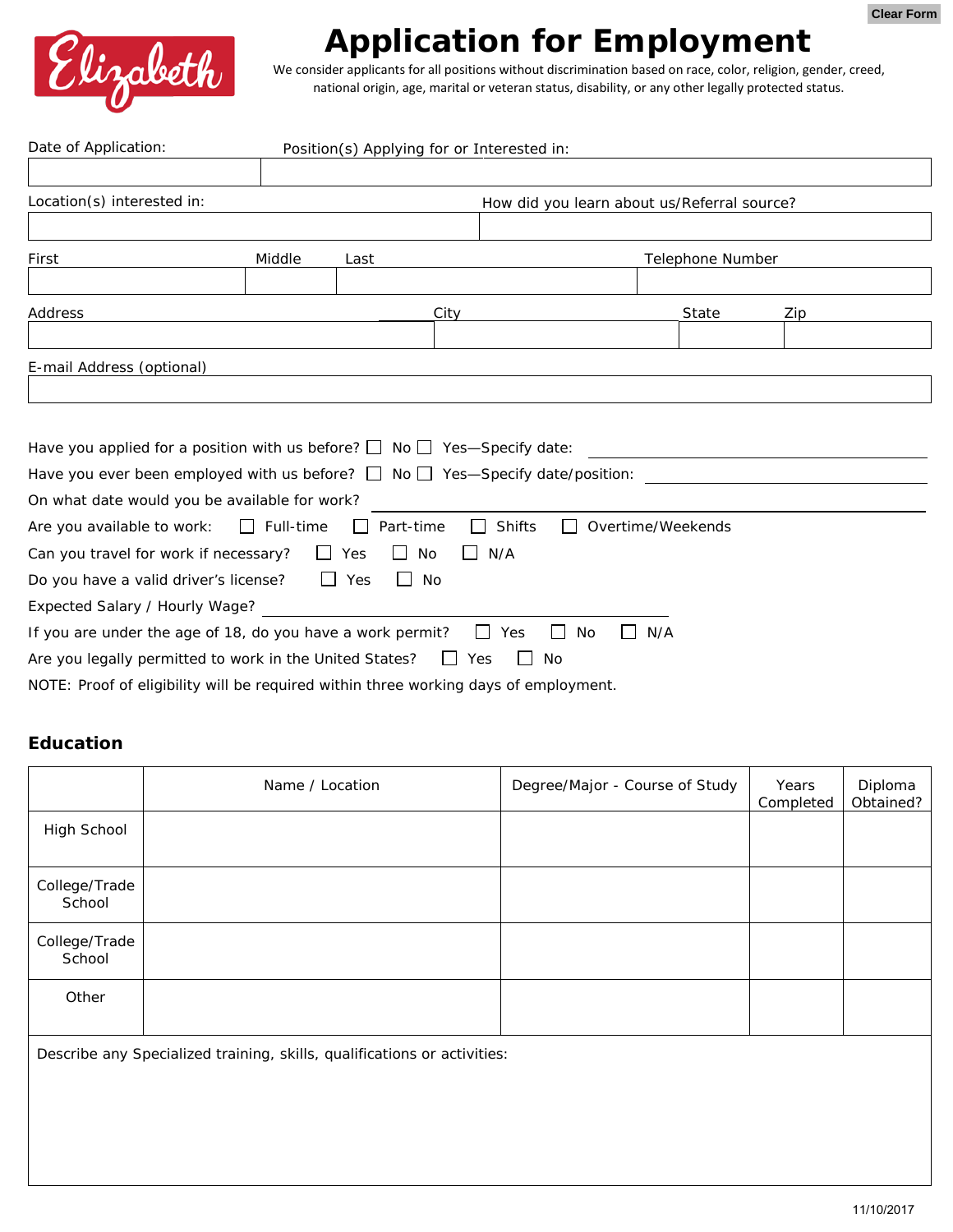Clear Form

Elizabeth

# Application for Employment

We consider applicants for all positions without discrimination based on race, color, religion, gender, creed, national origin, age, marital or veteran status, disability, or any other legally protected status.

| Date of Application: | Position(s) Applying for or Interested in: |
| --- | --- |
| | |

| Location(s) interested in: | How did you learn about us/Referral source? |
| --- | --- |
| | |

| First | Middle | Last | Telephone Number |
| --- | --- | --- | --- |
| | | | |

| Address | City | State | Zip |
| --- | --- | --- | --- |
| | | | |

| E-mail Address (optional) |
| --- |
| |

Have you applied for a position with us before? ☐ No ☐ Yes—Specify date: ____________

Have you ever been employed with us before? ☐ No ☐ Yes—Specify date/position: ____________

On what date would you be available for work? ____________

Are you available to work: ☐ Full-time ☐ Part-time ☐ Shifts ☐ Overtime/Weekends

Can you travel for work if necessary? ☐ Yes ☐ No ☐ N/A

Do you have a valid driver's license? ☐ Yes ☐ No

Expected Salary / Hourly Wage? ____________

If you are under the age of 18, do you have a work permit? ☐ Yes ☐ No ☐ N/A

Are you legally permitted to work in the United States? ☐ Yes ☐ No

NOTE: Proof of eligibility will be required within three working days of employment.

## Education

| | Name / Location | Degree/Major - Course of Study | Years Completed | Diploma Obtained? |
| --- | --- | --- | --- | --- |
| High School | | | | |
| College/Trade School | | | | |
| College/Trade School | | | | |
| Other | | | | |

Describe any Specialized training, skills, qualifications or activities:

11/10/2017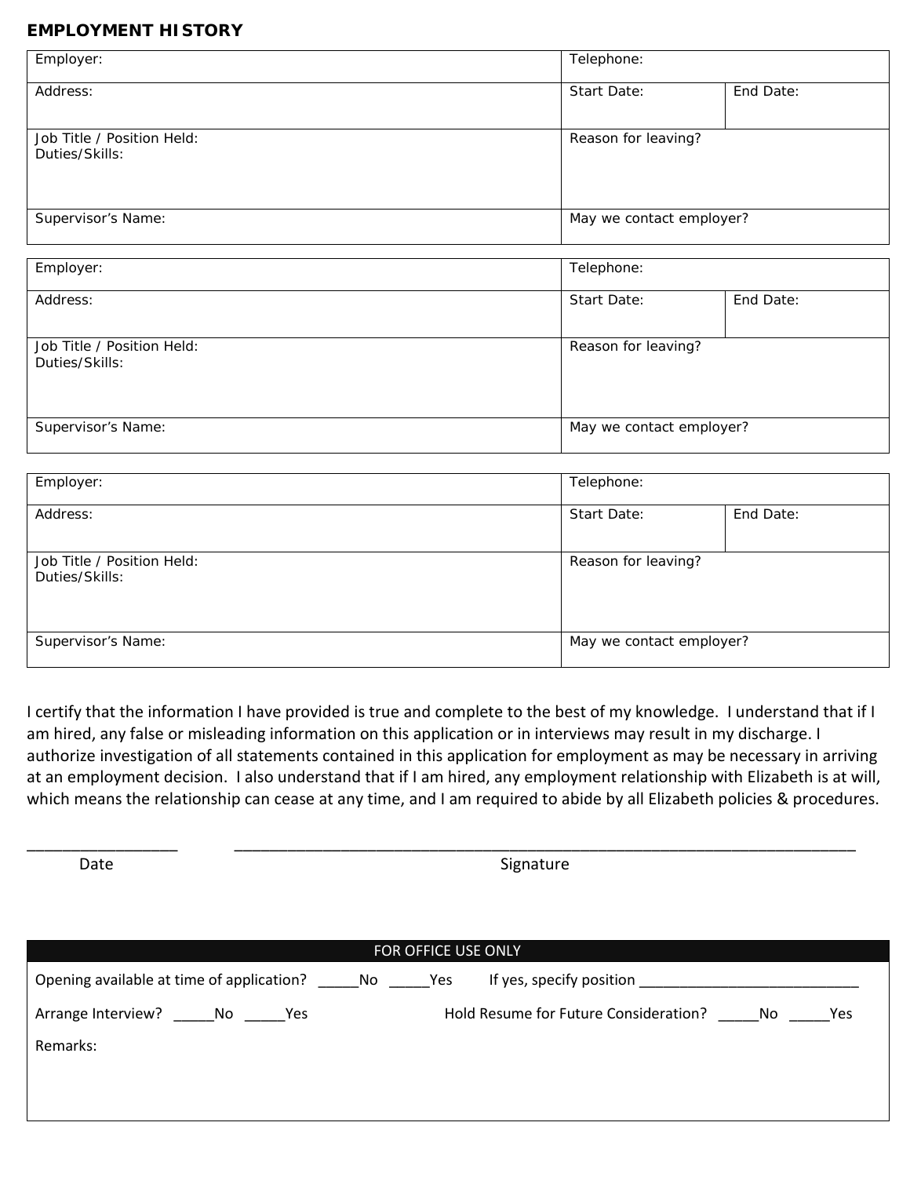## EMPLOYMENT HISTORY

| | | |
|---|---|---|
| Employer: | Telephone: | |
| Address: | Start Date: | End Date: |
| Job Title / Position Held:<br>Duties/Skills: | Reason for leaving? | |
| Supervisor's Name: | May we contact employer? | |

| | | |
|---|---|---|
| Employer: | Telephone: | |
| Address: | Start Date: | End Date: |
| Job Title / Position Held:<br>Duties/Skills: | Reason for leaving? | |
| Supervisor's Name: | May we contact employer? | |

| | | |
|---|---|---|
| Employer: | Telephone: | |
| Address: | Start Date: | End Date: |
| Job Title / Position Held:<br>Duties/Skills: | Reason for leaving? | |
| Supervisor's Name: | May we contact employer? | |

I certify that the information I have provided is true and complete to the best of my knowledge. I understand that if I am hired, any false or misleading information on this application or in interviews may result in my discharge. I authorize investigation of all statements contained in this application for employment as may be necessary in arriving at an employment decision. I also understand that if I am hired, any employment relationship with Elizabeth is at will, which means the relationship can cease at any time, and I am required to abide by all Elizabeth policies & procedures.

_________________ ________________________________________________________________________

Date Signature

| FOR OFFICE USE ONLY |
|---|
| Opening available at time of application? _____No _____Yes If yes, specify position ___________________________ |
| Arrange Interview? _____No _____Yes Hold Resume for Future Consideration? _____No _____Yes |
| Remarks: |